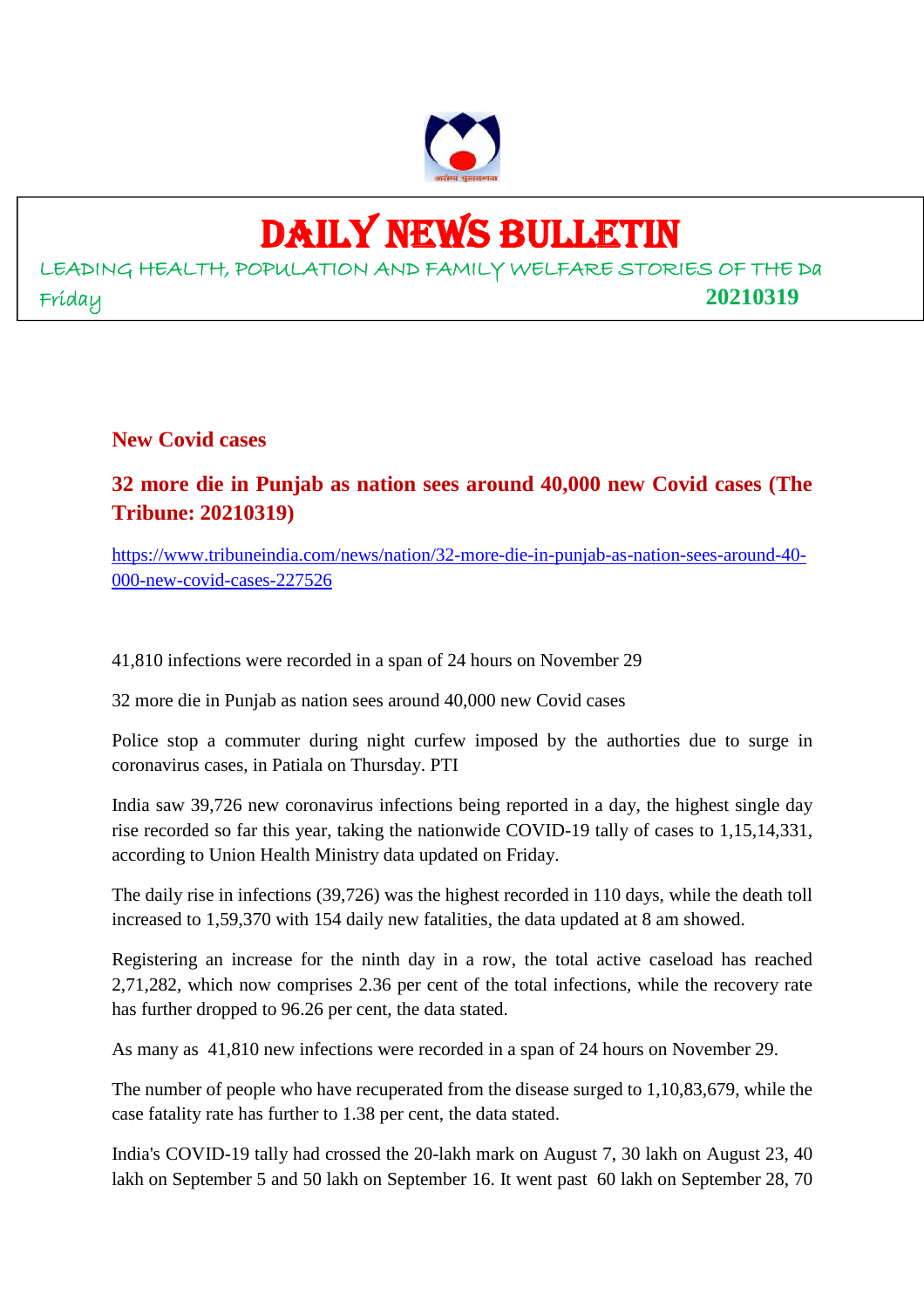# DAILY NEWS BULLETIN

LEADING HEALTH, POPULATION AND FAMILY WELFARE STORIES OF THE Da

Friday **20210319**

## New Covid cases

### 32 more die in Punjab as nation sees around 40,000 new Covid cases (The Tribune: 20210319)

https://www.tribuneindia.com/news/nation/32-more-die-in-punjab-as-nation-sees-around-40-000-new-covid-cases-227526

41,810 infections were recorded in a span of 24 hours on November 29

32 more die in Punjab as nation sees around 40,000 new Covid cases

Police stop a commuter during night curfew imposed by the authorties due to surge in coronavirus cases, in Patiala on Thursday. PTI

India saw 39,726 new coronavirus infections being reported in a day, the highest single day rise recorded so far this year, taking the nationwide COVID-19 tally of cases to 1,15,14,331, according to Union Health Ministry data updated on Friday.

The daily rise in infections (39,726) was the highest recorded in 110 days, while the death toll increased to 1,59,370 with 154 daily new fatalities, the data updated at 8 am showed.

Registering an increase for the ninth day in a row, the total active caseload has reached 2,71,282, which now comprises 2.36 per cent of the total infections, while the recovery rate has further dropped to 96.26 per cent, the data stated.

As many as 41,810 new infections were recorded in a span of 24 hours on November 29.

The number of people who have recuperated from the disease surged to 1,10,83,679, while the case fatality rate has further to 1.38 per cent, the data stated.

India's COVID-19 tally had crossed the 20-lakh mark on August 7, 30 lakh on August 23, 40 lakh on September 5 and 50 lakh on September 16. It went past 60 lakh on September 28, 70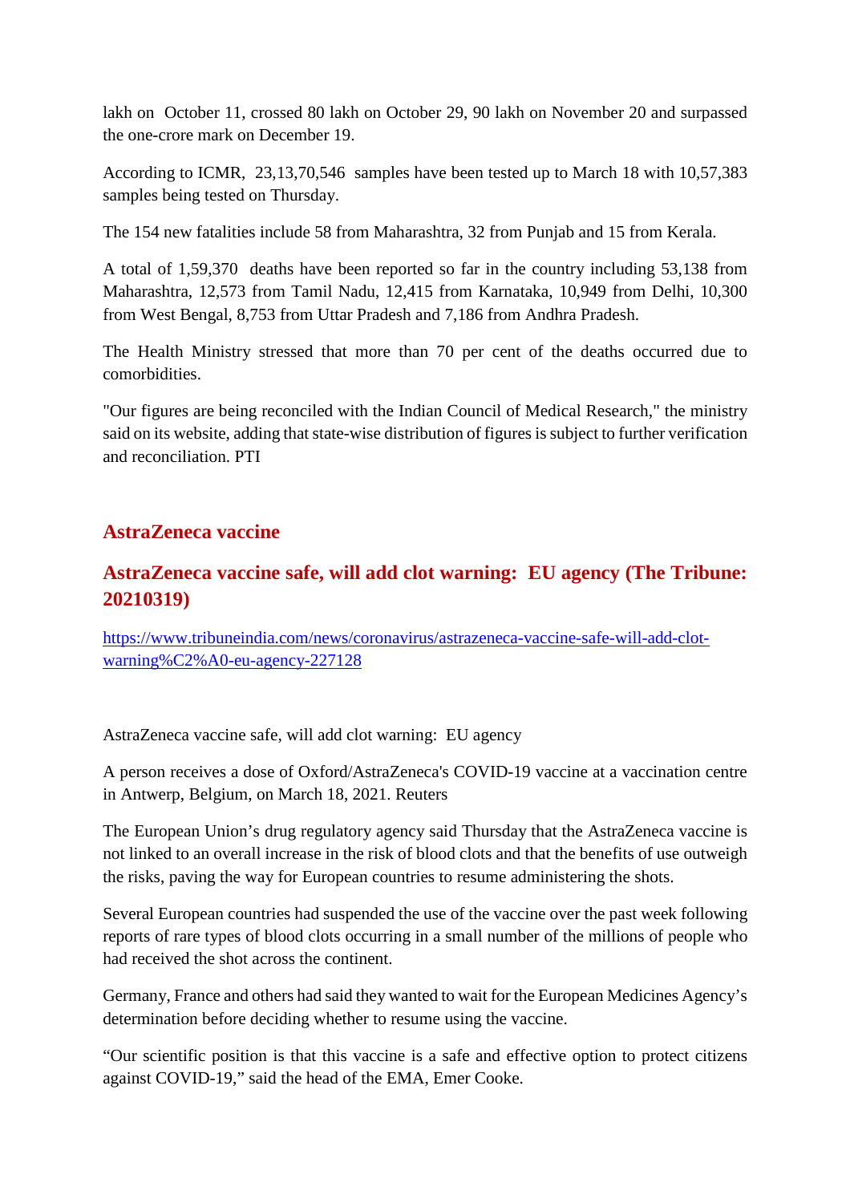lakh on October 11, crossed 80 lakh on October 29, 90 lakh on November 20 and surpassed the one-crore mark on December 19.

According to ICMR, 23,13,70,546 samples have been tested up to March 18 with 10,57,383 samples being tested on Thursday.

The 154 new fatalities include 58 from Maharashtra, 32 from Punjab and 15 from Kerala.

A total of 1,59,370 deaths have been reported so far in the country including 53,138 from Maharashtra, 12,573 from Tamil Nadu, 12,415 from Karnataka, 10,949 from Delhi, 10,300 from West Bengal, 8,753 from Uttar Pradesh and 7,186 from Andhra Pradesh.

The Health Ministry stressed that more than 70 per cent of the deaths occurred due to comorbidities.

"Our figures are being reconciled with the Indian Council of Medical Research," the ministry said on its website, adding that state-wise distribution of figures is subject to further verification and reconciliation. PTI

## AstraZeneca vaccine

## AstraZeneca vaccine safe, will add clot warning: EU agency (The Tribune: 20210319)

https://www.tribuneindia.com/news/coronavirus/astrazeneca-vaccine-safe-will-add-clot-warning%C2%A0-eu-agency-227128

AstraZeneca vaccine safe, will add clot warning: EU agency

A person receives a dose of Oxford/AstraZeneca's COVID-19 vaccine at a vaccination centre in Antwerp, Belgium, on March 18, 2021. Reuters

The European Union’s drug regulatory agency said Thursday that the AstraZeneca vaccine is not linked to an overall increase in the risk of blood clots and that the benefits of use outweigh the risks, paving the way for European countries to resume administering the shots.

Several European countries had suspended the use of the vaccine over the past week following reports of rare types of blood clots occurring in a small number of the millions of people who had received the shot across the continent.

Germany, France and others had said they wanted to wait for the European Medicines Agency’s determination before deciding whether to resume using the vaccine.

“Our scientific position is that this vaccine is a safe and effective option to protect citizens against COVID-19,” said the head of the EMA, Emer Cooke.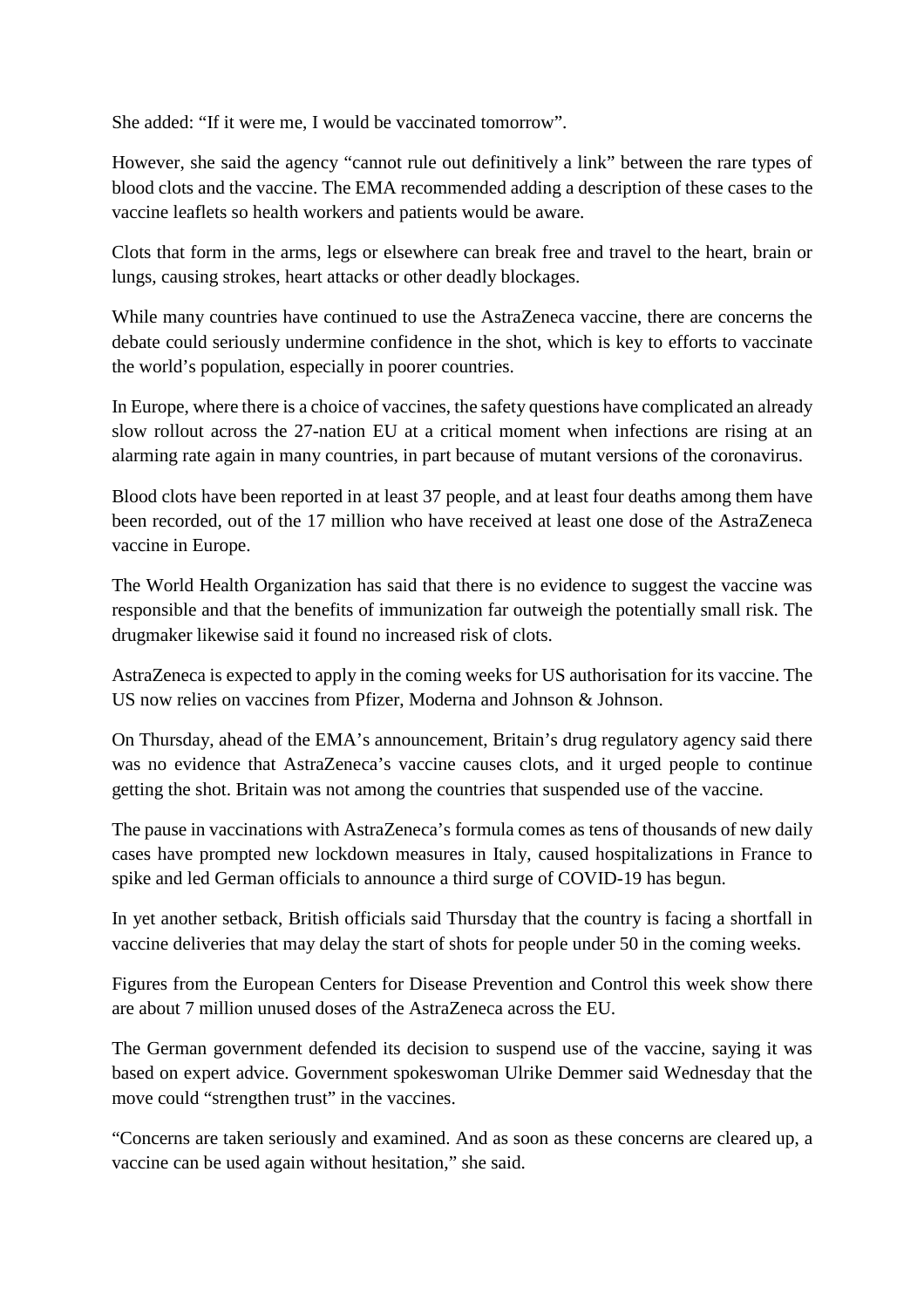She added: "If it were me, I would be vaccinated tomorrow".

However, she said the agency "cannot rule out definitively a link" between the rare types of blood clots and the vaccine. The EMA recommended adding a description of these cases to the vaccine leaflets so health workers and patients would be aware.

Clots that form in the arms, legs or elsewhere can break free and travel to the heart, brain or lungs, causing strokes, heart attacks or other deadly blockages.

While many countries have continued to use the AstraZeneca vaccine, there are concerns the debate could seriously undermine confidence in the shot, which is key to efforts to vaccinate the world's population, especially in poorer countries.

In Europe, where there is a choice of vaccines, the safety questions have complicated an already slow rollout across the 27-nation EU at a critical moment when infections are rising at an alarming rate again in many countries, in part because of mutant versions of the coronavirus.

Blood clots have been reported in at least 37 people, and at least four deaths among them have been recorded, out of the 17 million who have received at least one dose of the AstraZeneca vaccine in Europe.

The World Health Organization has said that there is no evidence to suggest the vaccine was responsible and that the benefits of immunization far outweigh the potentially small risk. The drugmaker likewise said it found no increased risk of clots.

AstraZeneca is expected to apply in the coming weeks for US authorisation for its vaccine. The US now relies on vaccines from Pfizer, Moderna and Johnson & Johnson.

On Thursday, ahead of the EMA's announcement, Britain's drug regulatory agency said there was no evidence that AstraZeneca's vaccine causes clots, and it urged people to continue getting the shot. Britain was not among the countries that suspended use of the vaccine.

The pause in vaccinations with AstraZeneca's formula comes as tens of thousands of new daily cases have prompted new lockdown measures in Italy, caused hospitalizations in France to spike and led German officials to announce a third surge of COVID-19 has begun.

In yet another setback, British officials said Thursday that the country is facing a shortfall in vaccine deliveries that may delay the start of shots for people under 50 in the coming weeks.

Figures from the European Centers for Disease Prevention and Control this week show there are about 7 million unused doses of the AstraZeneca across the EU.

The German government defended its decision to suspend use of the vaccine, saying it was based on expert advice. Government spokeswoman Ulrike Demmer said Wednesday that the move could "strengthen trust" in the vaccines.

"Concerns are taken seriously and examined. And as soon as these concerns are cleared up, a vaccine can be used again without hesitation," she said.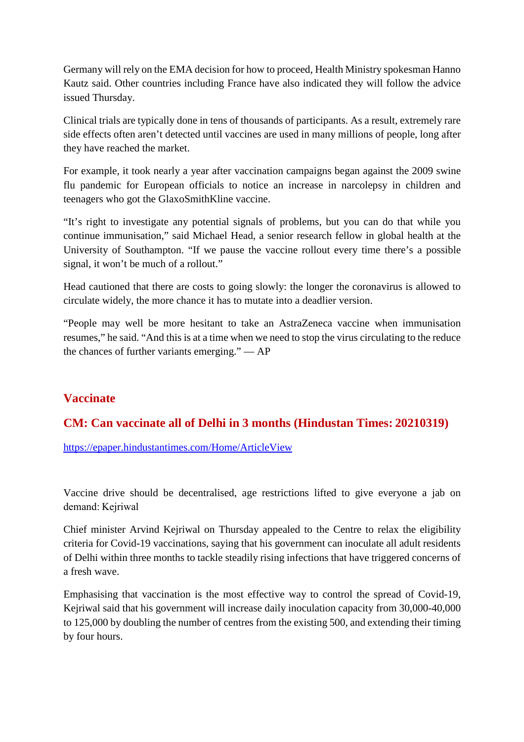Germany will rely on the EMA decision for how to proceed, Health Ministry spokesman Hanno Kautz said. Other countries including France have also indicated they will follow the advice issued Thursday.

Clinical trials are typically done in tens of thousands of participants. As a result, extremely rare side effects often aren't detected until vaccines are used in many millions of people, long after they have reached the market.

For example, it took nearly a year after vaccination campaigns began against the 2009 swine flu pandemic for European officials to notice an increase in narcolepsy in children and teenagers who got the GlaxoSmithKline vaccine.

"It's right to investigate any potential signals of problems, but you can do that while you continue immunisation," said Michael Head, a senior research fellow in global health at the University of Southampton. "If we pause the vaccine rollout every time there's a possible signal, it won't be much of a rollout."

Head cautioned that there are costs to going slowly: the longer the coronavirus is allowed to circulate widely, the more chance it has to mutate into a deadlier version.

"People may well be more hesitant to take an AstraZeneca vaccine when immunisation resumes," he said. "And this is at a time when we need to stop the virus circulating to the reduce the chances of further variants emerging." — AP

## Vaccinate

### CM: Can vaccinate all of Delhi in 3 months (Hindustan Times: 20210319)

https://epaper.hindustantimes.com/Home/ArticleView

Vaccine drive should be decentralised, age restrictions lifted to give everyone a jab on demand: Kejriwal

Chief minister Arvind Kejriwal on Thursday appealed to the Centre to relax the eligibility criteria for Covid-19 vaccinations, saying that his government can inoculate all adult residents of Delhi within three months to tackle steadily rising infections that have triggered concerns of a fresh wave.

Emphasising that vaccination is the most effective way to control the spread of Covid-19, Kejriwal said that his government will increase daily inoculation capacity from 30,000-40,000 to 125,000 by doubling the number of centres from the existing 500, and extending their timing by four hours.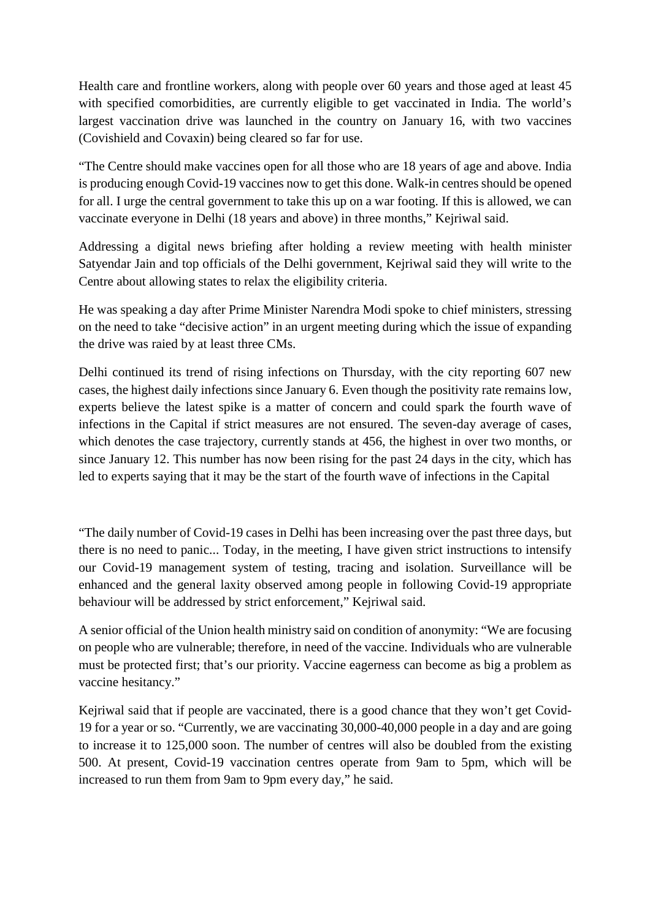Health care and frontline workers, along with people over 60 years and those aged at least 45 with specified comorbidities, are currently eligible to get vaccinated in India. The world's largest vaccination drive was launched in the country on January 16, with two vaccines (Covishield and Covaxin) being cleared so far for use.

"The Centre should make vaccines open for all those who are 18 years of age and above. India is producing enough Covid-19 vaccines now to get this done. Walk-in centres should be opened for all. I urge the central government to take this up on a war footing. If this is allowed, we can vaccinate everyone in Delhi (18 years and above) in three months," Kejriwal said.

Addressing a digital news briefing after holding a review meeting with health minister Satyendar Jain and top officials of the Delhi government, Kejriwal said they will write to the Centre about allowing states to relax the eligibility criteria.

He was speaking a day after Prime Minister Narendra Modi spoke to chief ministers, stressing on the need to take "decisive action" in an urgent meeting during which the issue of expanding the drive was raied by at least three CMs.

Delhi continued its trend of rising infections on Thursday, with the city reporting 607 new cases, the highest daily infections since January 6. Even though the positivity rate remains low, experts believe the latest spike is a matter of concern and could spark the fourth wave of infections in the Capital if strict measures are not ensured. The seven-day average of cases, which denotes the case trajectory, currently stands at 456, the highest in over two months, or since January 12. This number has now been rising for the past 24 days in the city, which has led to experts saying that it may be the start of the fourth wave of infections in the Capital

"The daily number of Covid-19 cases in Delhi has been increasing over the past three days, but there is no need to panic... Today, in the meeting, I have given strict instructions to intensify our Covid-19 management system of testing, tracing and isolation. Surveillance will be enhanced and the general laxity observed among people in following Covid-19 appropriate behaviour will be addressed by strict enforcement," Kejriwal said.

A senior official of the Union health ministry said on condition of anonymity: "We are focusing on people who are vulnerable; therefore, in need of the vaccine. Individuals who are vulnerable must be protected first; that's our priority. Vaccine eagerness can become as big a problem as vaccine hesitancy."

Kejriwal said that if people are vaccinated, there is a good chance that they won't get Covid-19 for a year or so. "Currently, we are vaccinating 30,000-40,000 people in a day and are going to increase it to 125,000 soon. The number of centres will also be doubled from the existing 500. At present, Covid-19 vaccination centres operate from 9am to 5pm, which will be increased to run them from 9am to 9pm every day," he said.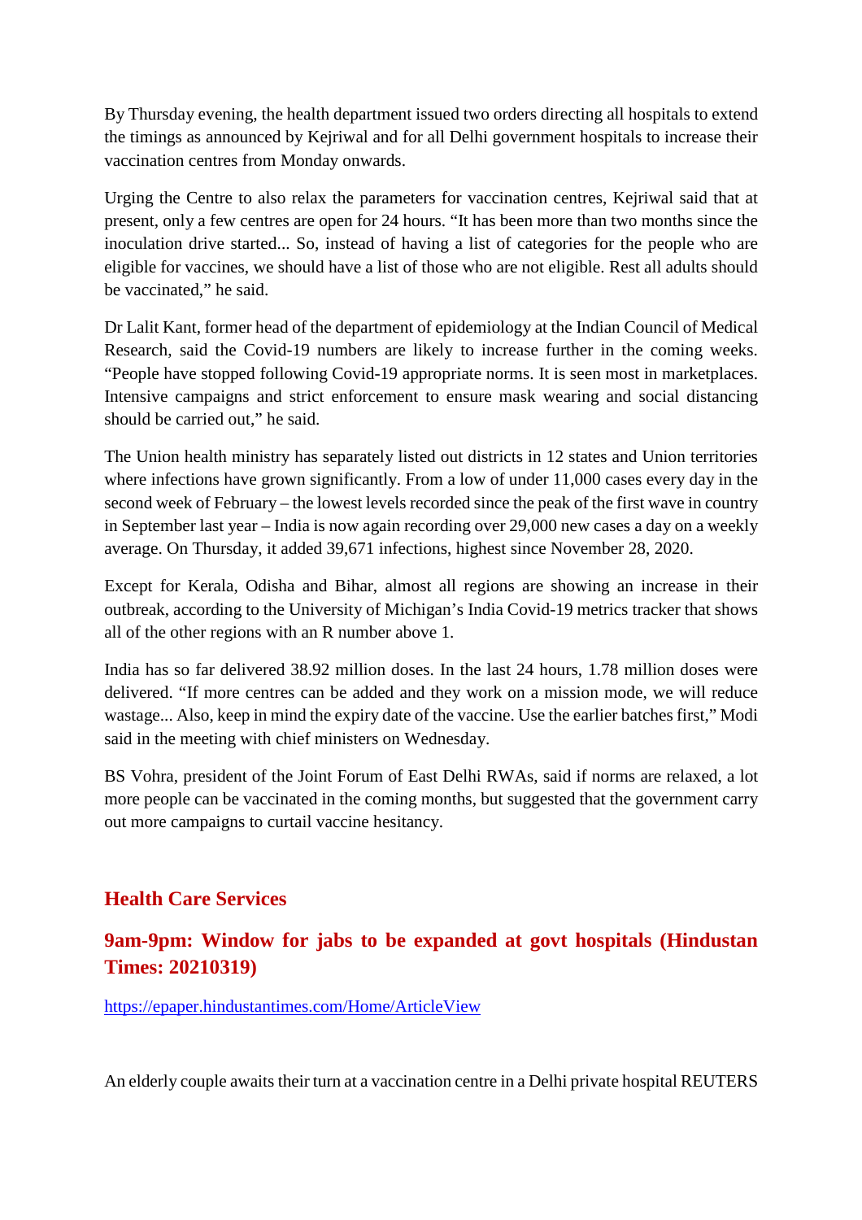By Thursday evening, the health department issued two orders directing all hospitals to extend the timings as announced by Kejriwal and for all Delhi government hospitals to increase their vaccination centres from Monday onwards.

Urging the Centre to also relax the parameters for vaccination centres, Kejriwal said that at present, only a few centres are open for 24 hours. "It has been more than two months since the inoculation drive started... So, instead of having a list of categories for the people who are eligible for vaccines, we should have a list of those who are not eligible. Rest all adults should be vaccinated," he said.

Dr Lalit Kant, former head of the department of epidemiology at the Indian Council of Medical Research, said the Covid-19 numbers are likely to increase further in the coming weeks. "People have stopped following Covid-19 appropriate norms. It is seen most in marketplaces. Intensive campaigns and strict enforcement to ensure mask wearing and social distancing should be carried out," he said.

The Union health ministry has separately listed out districts in 12 states and Union territories where infections have grown significantly. From a low of under 11,000 cases every day in the second week of February – the lowest levels recorded since the peak of the first wave in country in September last year – India is now again recording over 29,000 new cases a day on a weekly average. On Thursday, it added 39,671 infections, highest since November 28, 2020.

Except for Kerala, Odisha and Bihar, almost all regions are showing an increase in their outbreak, according to the University of Michigan's India Covid-19 metrics tracker that shows all of the other regions with an R number above 1.

India has so far delivered 38.92 million doses. In the last 24 hours, 1.78 million doses were delivered. "If more centres can be added and they work on a mission mode, we will reduce wastage... Also, keep in mind the expiry date of the vaccine. Use the earlier batches first," Modi said in the meeting with chief ministers on Wednesday.

BS Vohra, president of the Joint Forum of East Delhi RWAs, said if norms are relaxed, a lot more people can be vaccinated in the coming months, but suggested that the government carry out more campaigns to curtail vaccine hesitancy.

## Health Care Services

### 9am-9pm: Window for jabs to be expanded at govt hospitals (Hindustan Times: 20210319)

https://epaper.hindustantimes.com/Home/ArticleView

An elderly couple awaits their turn at a vaccination centre in a Delhi private hospital REUTERS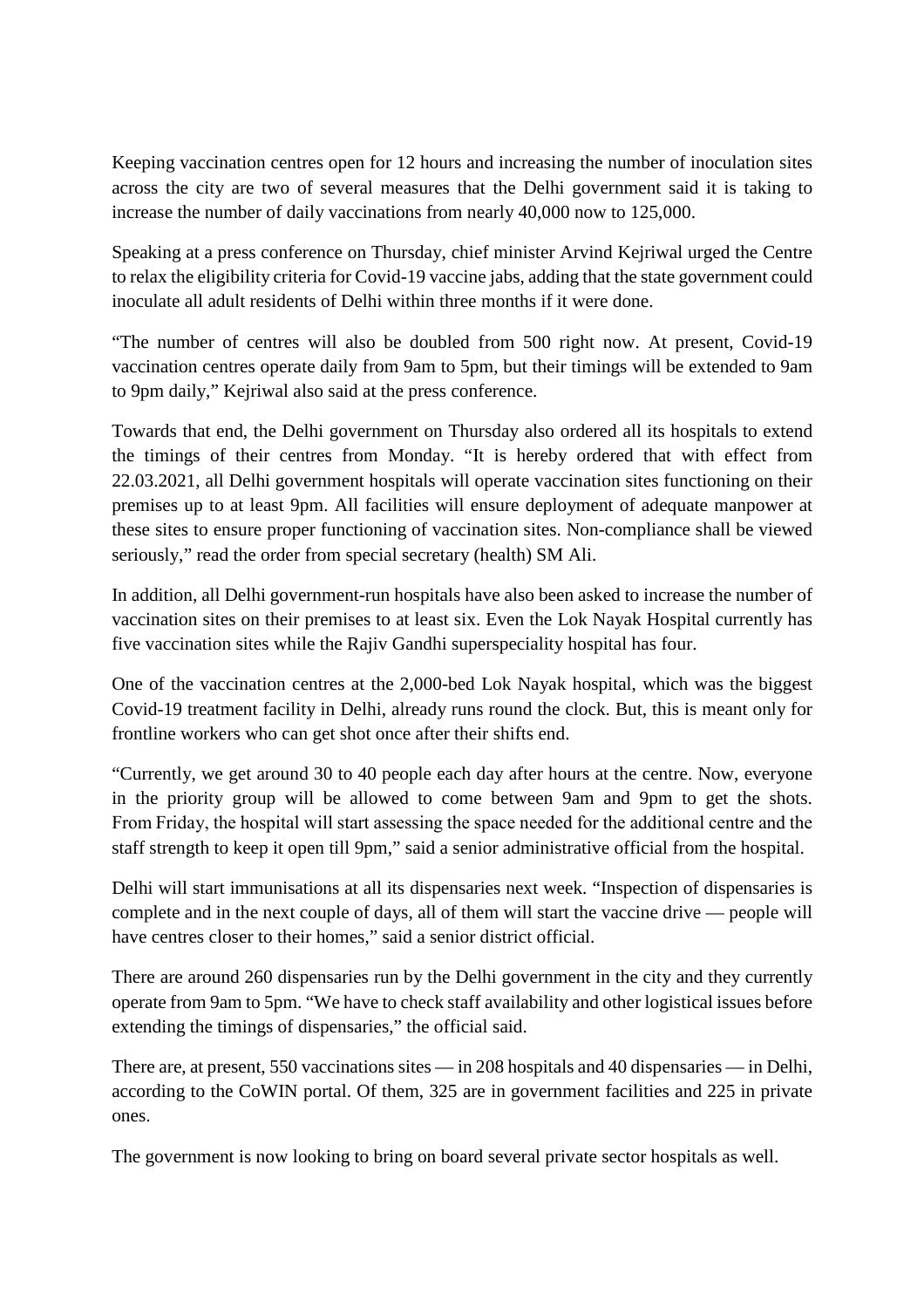Keeping vaccination centres open for 12 hours and increasing the number of inoculation sites across the city are two of several measures that the Delhi government said it is taking to increase the number of daily vaccinations from nearly 40,000 now to 125,000.

Speaking at a press conference on Thursday, chief minister Arvind Kejriwal urged the Centre to relax the eligibility criteria for Covid-19 vaccine jabs, adding that the state government could inoculate all adult residents of Delhi within three months if it were done.

"The number of centres will also be doubled from 500 right now. At present, Covid-19 vaccination centres operate daily from 9am to 5pm, but their timings will be extended to 9am to 9pm daily," Kejriwal also said at the press conference.

Towards that end, the Delhi government on Thursday also ordered all its hospitals to extend the timings of their centres from Monday. "It is hereby ordered that with effect from 22.03.2021, all Delhi government hospitals will operate vaccination sites functioning on their premises up to at least 9pm. All facilities will ensure deployment of adequate manpower at these sites to ensure proper functioning of vaccination sites. Non-compliance shall be viewed seriously," read the order from special secretary (health) SM Ali.

In addition, all Delhi government-run hospitals have also been asked to increase the number of vaccination sites on their premises to at least six. Even the Lok Nayak Hospital currently has five vaccination sites while the Rajiv Gandhi superspeciality hospital has four.

One of the vaccination centres at the 2,000-bed Lok Nayak hospital, which was the biggest Covid-19 treatment facility in Delhi, already runs round the clock. But, this is meant only for frontline workers who can get shot once after their shifts end.

"Currently, we get around 30 to 40 people each day after hours at the centre. Now, everyone in the priority group will be allowed to come between 9am and 9pm to get the shots. From Friday, the hospital will start assessing the space needed for the additional centre and the staff strength to keep it open till 9pm," said a senior administrative official from the hospital.

Delhi will start immunisations at all its dispensaries next week. "Inspection of dispensaries is complete and in the next couple of days, all of them will start the vaccine drive — people will have centres closer to their homes," said a senior district official.

There are around 260 dispensaries run by the Delhi government in the city and they currently operate from 9am to 5pm. "We have to check staff availability and other logistical issues before extending the timings of dispensaries," the official said.

There are, at present, 550 vaccinations sites — in 208 hospitals and 40 dispensaries — in Delhi, according to the CoWIN portal. Of them, 325 are in government facilities and 225 in private ones.

The government is now looking to bring on board several private sector hospitals as well.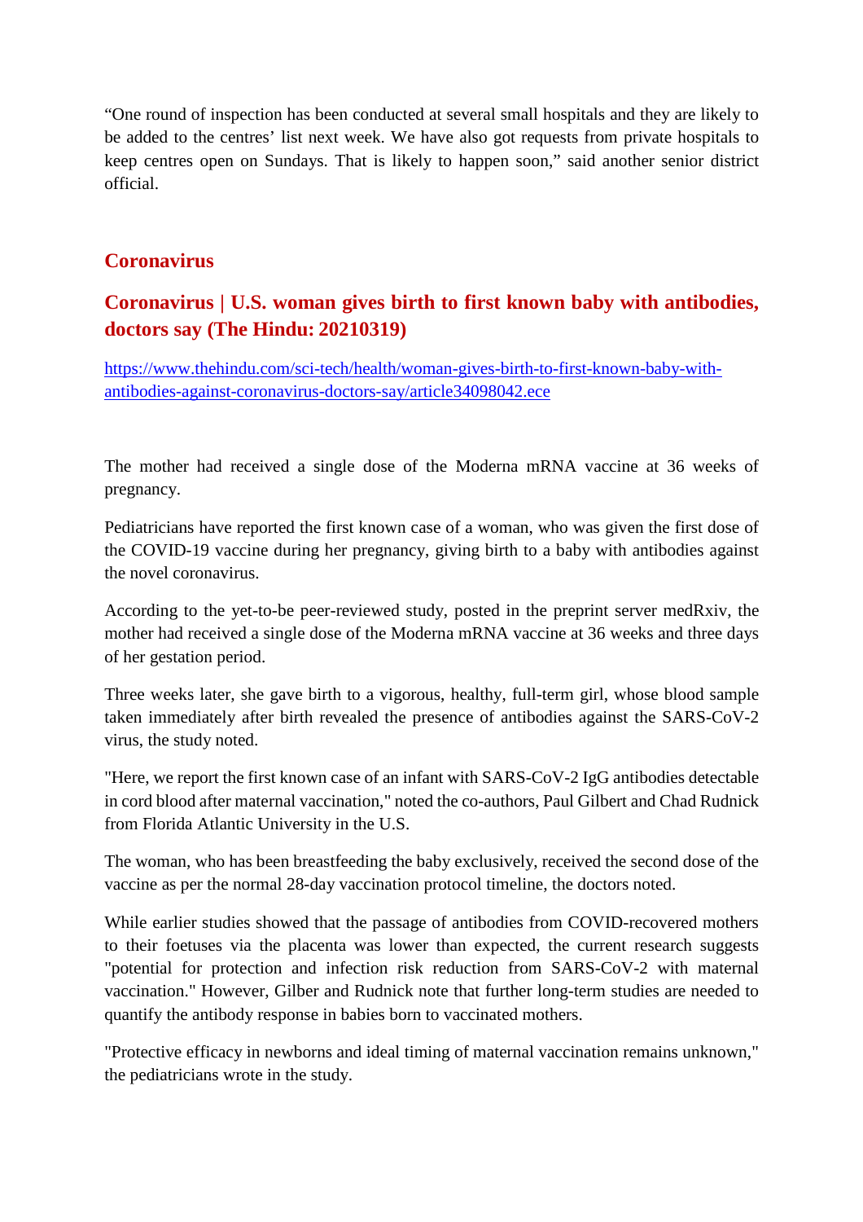"One round of inspection has been conducted at several small hospitals and they are likely to be added to the centres' list next week. We have also got requests from private hospitals to keep centres open on Sundays. That is likely to happen soon," said another senior district official.

## Coronavirus

## Coronavirus | U.S. woman gives birth to first known baby with antibodies, doctors say (The Hindu: 20210319)

[https://www.thehindu.com/sci-tech/health/woman-gives-birth-to-first-known-baby-with-antibodies-against-coronavirus-doctors-say/article34098042.ece](https://www.thehindu.com/sci-tech/health/woman-gives-birth-to-first-known-baby-with-antibodies-against-coronavirus-doctors-say/article34098042.ece)

The mother had received a single dose of the Moderna mRNA vaccine at 36 weeks of pregnancy.

Pediatricians have reported the first known case of a woman, who was given the first dose of the COVID-19 vaccine during her pregnancy, giving birth to a baby with antibodies against the novel coronavirus.

According to the yet-to-be peer-reviewed study, posted in the preprint server medRxiv, the mother had received a single dose of the Moderna mRNA vaccine at 36 weeks and three days of her gestation period.

Three weeks later, she gave birth to a vigorous, healthy, full-term girl, whose blood sample taken immediately after birth revealed the presence of antibodies against the SARS-CoV-2 virus, the study noted.

"Here, we report the first known case of an infant with SARS-CoV-2 IgG antibodies detectable in cord blood after maternal vaccination," noted the co-authors, Paul Gilbert and Chad Rudnick from Florida Atlantic University in the U.S.

The woman, who has been breastfeeding the baby exclusively, received the second dose of the vaccine as per the normal 28-day vaccination protocol timeline, the doctors noted.

While earlier studies showed that the passage of antibodies from COVID-recovered mothers to their foetuses via the placenta was lower than expected, the current research suggests "potential for protection and infection risk reduction from SARS-CoV-2 with maternal vaccination." However, Gilber and Rudnick note that further long-term studies are needed to quantify the antibody response in babies born to vaccinated mothers.

"Protective efficacy in newborns and ideal timing of maternal vaccination remains unknown," the pediatricians wrote in the study.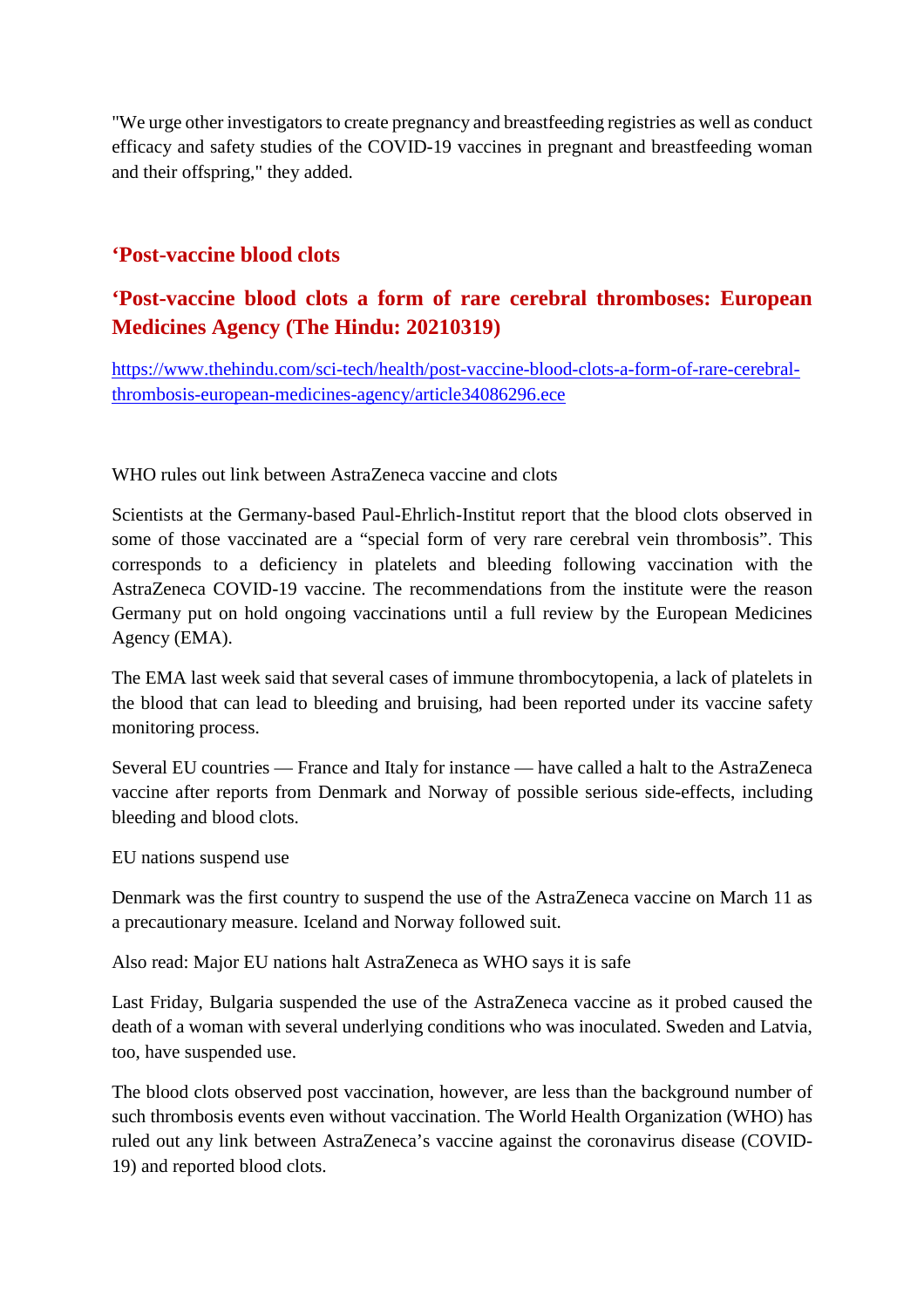"We urge other investigators to create pregnancy and breastfeeding registries as well as conduct efficacy and safety studies of the COVID-19 vaccines in pregnant and breastfeeding woman and their offspring," they added.

## ‘Post-vaccine blood clots

## ‘Post-vaccine blood clots a form of rare cerebral thromboses: European Medicines Agency (The Hindu: 20210319)

https://www.thehindu.com/sci-tech/health/post-vaccine-blood-clots-a-form-of-rare-cerebral-thrombosis-european-medicines-agency/article34086296.ece

WHO rules out link between AstraZeneca vaccine and clots

Scientists at the Germany-based Paul-Ehrlich-Institut report that the blood clots observed in some of those vaccinated are a “special form of very rare cerebral vein thrombosis”. This corresponds to a deficiency in platelets and bleeding following vaccination with the AstraZeneca COVID-19 vaccine. The recommendations from the institute were the reason Germany put on hold ongoing vaccinations until a full review by the European Medicines Agency (EMA).

The EMA last week said that several cases of immune thrombocytopenia, a lack of platelets in the blood that can lead to bleeding and bruising, had been reported under its vaccine safety monitoring process.

Several EU countries — France and Italy for instance — have called a halt to the AstraZeneca vaccine after reports from Denmark and Norway of possible serious side-effects, including bleeding and blood clots.

EU nations suspend use

Denmark was the first country to suspend the use of the AstraZeneca vaccine on March 11 as a precautionary measure. Iceland and Norway followed suit.

Also read: Major EU nations halt AstraZeneca as WHO says it is safe

Last Friday, Bulgaria suspended the use of the AstraZeneca vaccine as it probed caused the death of a woman with several underlying conditions who was inoculated. Sweden and Latvia, too, have suspended use.

The blood clots observed post vaccination, however, are less than the background number of such thrombosis events even without vaccination. The World Health Organization (WHO) has ruled out any link between AstraZeneca’s vaccine against the coronavirus disease (COVID-19) and reported blood clots.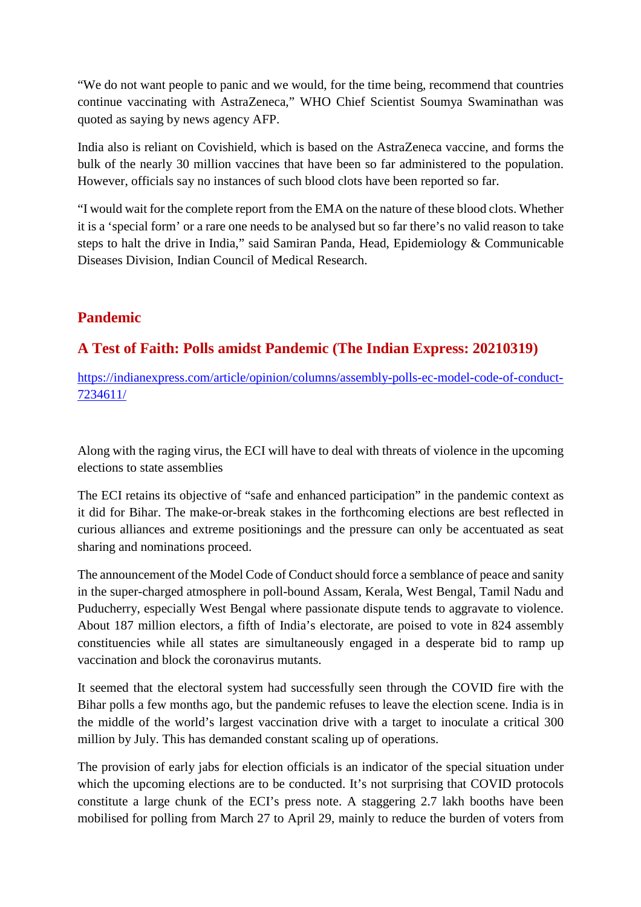"We do not want people to panic and we would, for the time being, recommend that countries continue vaccinating with AstraZeneca," WHO Chief Scientist Soumya Swaminathan was quoted as saying by news agency AFP.

India also is reliant on Covishield, which is based on the AstraZeneca vaccine, and forms the bulk of the nearly 30 million vaccines that have been so far administered to the population. However, officials say no instances of such blood clots have been reported so far.

"I would wait for the complete report from the EMA on the nature of these blood clots. Whether it is a 'special form' or a rare one needs to be analysed but so far there's no valid reason to take steps to halt the drive in India," said Samiran Panda, Head, Epidemiology & Communicable Diseases Division, Indian Council of Medical Research.

## Pandemic

## A Test of Faith: Polls amidst Pandemic (The Indian Express: 20210319)

https://indianexpress.com/article/opinion/columns/assembly-polls-ec-model-code-of-conduct-7234611/

Along with the raging virus, the ECI will have to deal with threats of violence in the upcoming elections to state assemblies

The ECI retains its objective of "safe and enhanced participation" in the pandemic context as it did for Bihar. The make-or-break stakes in the forthcoming elections are best reflected in curious alliances and extreme positionings and the pressure can only be accentuated as seat sharing and nominations proceed.

The announcement of the Model Code of Conduct should force a semblance of peace and sanity in the super-charged atmosphere in poll-bound Assam, Kerala, West Bengal, Tamil Nadu and Puducherry, especially West Bengal where passionate dispute tends to aggravate to violence. About 187 million electors, a fifth of India's electorate, are poised to vote in 824 assembly constituencies while all states are simultaneously engaged in a desperate bid to ramp up vaccination and block the coronavirus mutants.

It seemed that the electoral system had successfully seen through the COVID fire with the Bihar polls a few months ago, but the pandemic refuses to leave the election scene. India is in the middle of the world's largest vaccination drive with a target to inoculate a critical 300 million by July. This has demanded constant scaling up of operations.

The provision of early jabs for election officials is an indicator of the special situation under which the upcoming elections are to be conducted. It's not surprising that COVID protocols constitute a large chunk of the ECI's press note. A staggering 2.7 lakh booths have been mobilised for polling from March 27 to April 29, mainly to reduce the burden of voters from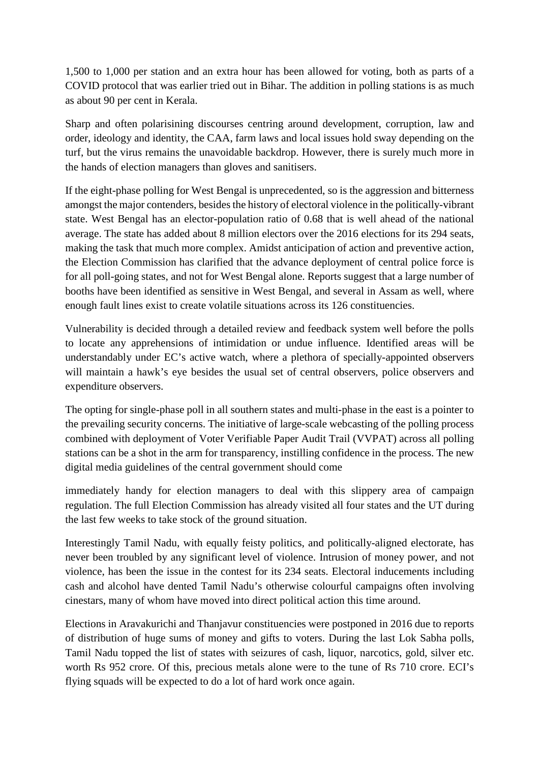1,500 to 1,000 per station and an extra hour has been allowed for voting, both as parts of a COVID protocol that was earlier tried out in Bihar. The addition in polling stations is as much as about 90 per cent in Kerala.

Sharp and often polarisining discourses centring around development, corruption, law and order, ideology and identity, the CAA, farm laws and local issues hold sway depending on the turf, but the virus remains the unavoidable backdrop. However, there is surely much more in the hands of election managers than gloves and sanitisers.

If the eight-phase polling for West Bengal is unprecedented, so is the aggression and bitterness amongst the major contenders, besides the history of electoral violence in the politically-vibrant state. West Bengal has an elector-population ratio of 0.68 that is well ahead of the national average. The state has added about 8 million electors over the 2016 elections for its 294 seats, making the task that much more complex. Amidst anticipation of action and preventive action, the Election Commission has clarified that the advance deployment of central police force is for all poll-going states, and not for West Bengal alone. Reports suggest that a large number of booths have been identified as sensitive in West Bengal, and several in Assam as well, where enough fault lines exist to create volatile situations across its 126 constituencies.

Vulnerability is decided through a detailed review and feedback system well before the polls to locate any apprehensions of intimidation or undue influence. Identified areas will be understandably under EC's active watch, where a plethora of specially-appointed observers will maintain a hawk's eye besides the usual set of central observers, police observers and expenditure observers.

The opting for single-phase poll in all southern states and multi-phase in the east is a pointer to the prevailing security concerns. The initiative of large-scale webcasting of the polling process combined with deployment of Voter Verifiable Paper Audit Trail (VVPAT) across all polling stations can be a shot in the arm for transparency, instilling confidence in the process. The new digital media guidelines of the central government should come

immediately handy for election managers to deal with this slippery area of campaign regulation. The full Election Commission has already visited all four states and the UT during the last few weeks to take stock of the ground situation.

Interestingly Tamil Nadu, with equally feisty politics, and politically-aligned electorate, has never been troubled by any significant level of violence. Intrusion of money power, and not violence, has been the issue in the contest for its 234 seats. Electoral inducements including cash and alcohol have dented Tamil Nadu's otherwise colourful campaigns often involving cinestars, many of whom have moved into direct political action this time around.

Elections in Aravakurichi and Thanjavur constituencies were postponed in 2016 due to reports of distribution of huge sums of money and gifts to voters. During the last Lok Sabha polls, Tamil Nadu topped the list of states with seizures of cash, liquor, narcotics, gold, silver etc. worth Rs 952 crore. Of this, precious metals alone were to the tune of Rs 710 crore. ECI's flying squads will be expected to do a lot of hard work once again.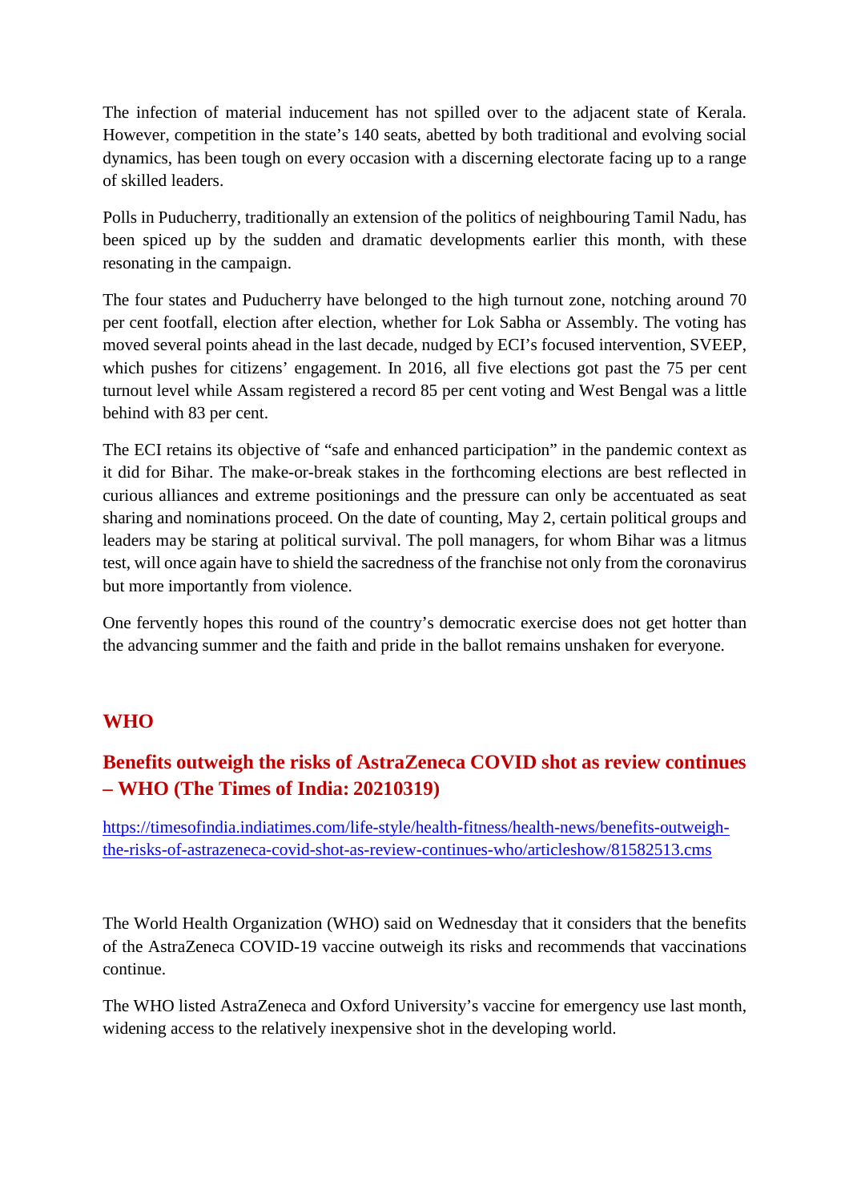The infection of material inducement has not spilled over to the adjacent state of Kerala. However, competition in the state's 140 seats, abetted by both traditional and evolving social dynamics, has been tough on every occasion with a discerning electorate facing up to a range of skilled leaders.

Polls in Puducherry, traditionally an extension of the politics of neighbouring Tamil Nadu, has been spiced up by the sudden and dramatic developments earlier this month, with these resonating in the campaign.

The four states and Puducherry have belonged to the high turnout zone, notching around 70 per cent footfall, election after election, whether for Lok Sabha or Assembly. The voting has moved several points ahead in the last decade, nudged by ECI's focused intervention, SVEEP, which pushes for citizens' engagement. In 2016, all five elections got past the 75 per cent turnout level while Assam registered a record 85 per cent voting and West Bengal was a little behind with 83 per cent.

The ECI retains its objective of "safe and enhanced participation" in the pandemic context as it did for Bihar. The make-or-break stakes in the forthcoming elections are best reflected in curious alliances and extreme positionings and the pressure can only be accentuated as seat sharing and nominations proceed. On the date of counting, May 2, certain political groups and leaders may be staring at political survival. The poll managers, for whom Bihar was a litmus test, will once again have to shield the sacredness of the franchise not only from the coronavirus but more importantly from violence.

One fervently hopes this round of the country's democratic exercise does not get hotter than the advancing summer and the faith and pride in the ballot remains unshaken for everyone.

## WHO

### Benefits outweigh the risks of AstraZeneca COVID shot as review continues – WHO (The Times of India: 20210319)

https://timesofindia.indiatimes.com/life-style/health-fitness/health-news/benefits-outweigh-the-risks-of-astrazeneca-covid-shot-as-review-continues-who/articleshow/81582513.cms

The World Health Organization (WHO) said on Wednesday that it considers that the benefits of the AstraZeneca COVID-19 vaccine outweigh its risks and recommends that vaccinations continue.

The WHO listed AstraZeneca and Oxford University's vaccine for emergency use last month, widening access to the relatively inexpensive shot in the developing world.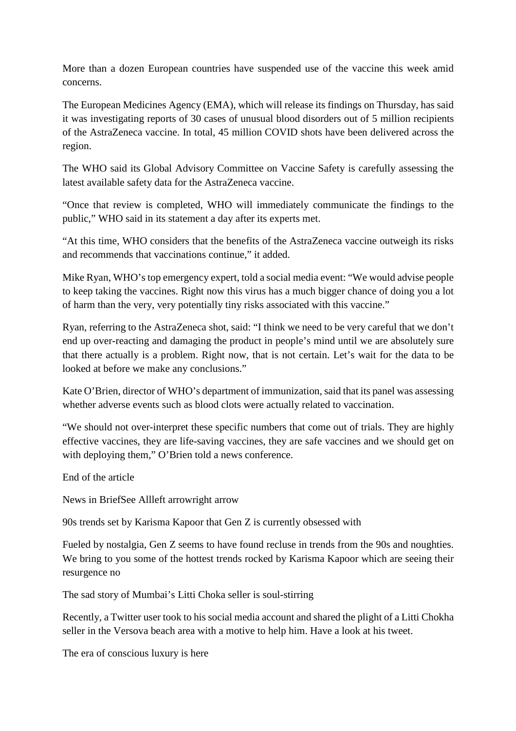More than a dozen European countries have suspended use of the vaccine this week amid concerns.

The European Medicines Agency (EMA), which will release its findings on Thursday, has said it was investigating reports of 30 cases of unusual blood disorders out of 5 million recipients of the AstraZeneca vaccine. In total, 45 million COVID shots have been delivered across the region.

The WHO said its Global Advisory Committee on Vaccine Safety is carefully assessing the latest available safety data for the AstraZeneca vaccine.

“Once that review is completed, WHO will immediately communicate the findings to the public,” WHO said in its statement a day after its experts met.

“At this time, WHO considers that the benefits of the AstraZeneca vaccine outweigh its risks and recommends that vaccinations continue,” it added.

Mike Ryan, WHO’s top emergency expert, told a social media event: “We would advise people to keep taking the vaccines. Right now this virus has a much bigger chance of doing you a lot of harm than the very, very potentially tiny risks associated with this vaccine.”

Ryan, referring to the AstraZeneca shot, said: “I think we need to be very careful that we don’t end up over-reacting and damaging the product in people’s mind until we are absolutely sure that there actually is a problem. Right now, that is not certain. Let’s wait for the data to be looked at before we make any conclusions.”

Kate O’Brien, director of WHO’s department of immunization, said that its panel was assessing whether adverse events such as blood clots were actually related to vaccination.

“We should not over-interpret these specific numbers that come out of trials. They are highly effective vaccines, they are life-saving vaccines, they are safe vaccines and we should get on with deploying them,” O’Brien told a news conference.

End of the article

News in BriefSee Allleft arrowright arrow

90s trends set by Karisma Kapoor that Gen Z is currently obsessed with

Fueled by nostalgia, Gen Z seems to have found recluse in trends from the 90s and noughties. We bring to you some of the hottest trends rocked by Karisma Kapoor which are seeing their resurgence no

The sad story of Mumbai’s Litti Choka seller is soul-stirring

Recently, a Twitter user took to his social media account and shared the plight of a Litti Chokha seller in the Versova beach area with a motive to help him. Have a look at his tweet.

The era of conscious luxury is here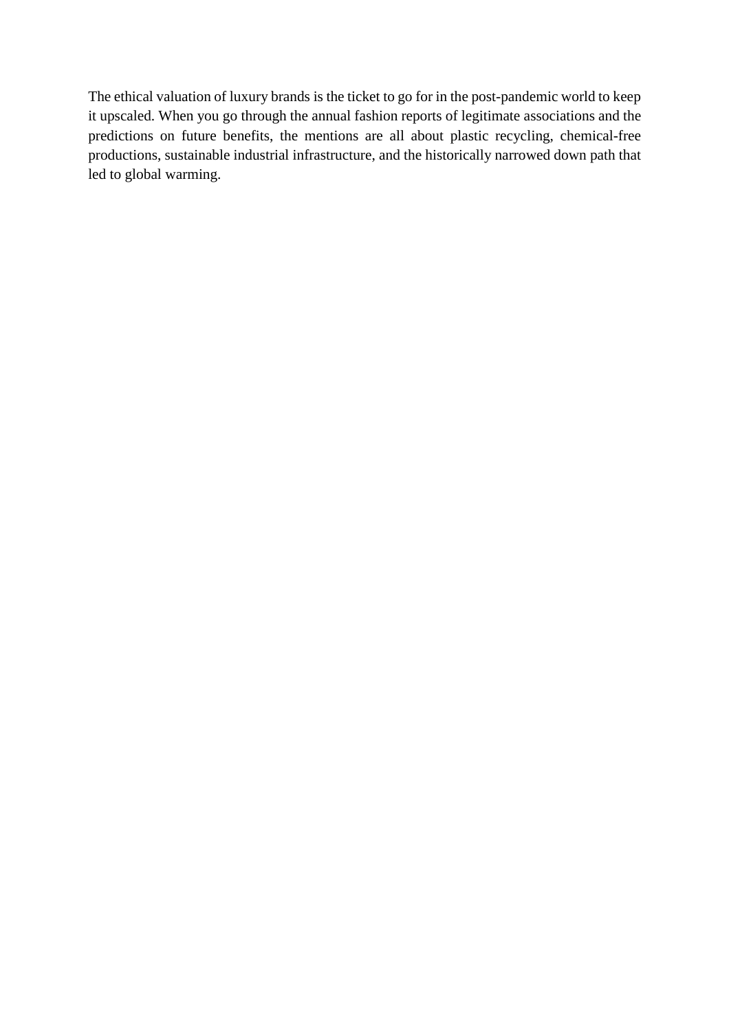The ethical valuation of luxury brands is the ticket to go for in the post-pandemic world to keep it upscaled. When you go through the annual fashion reports of legitimate associations and the predictions on future benefits, the mentions are all about plastic recycling, chemical-free productions, sustainable industrial infrastructure, and the historically narrowed down path that led to global warming.